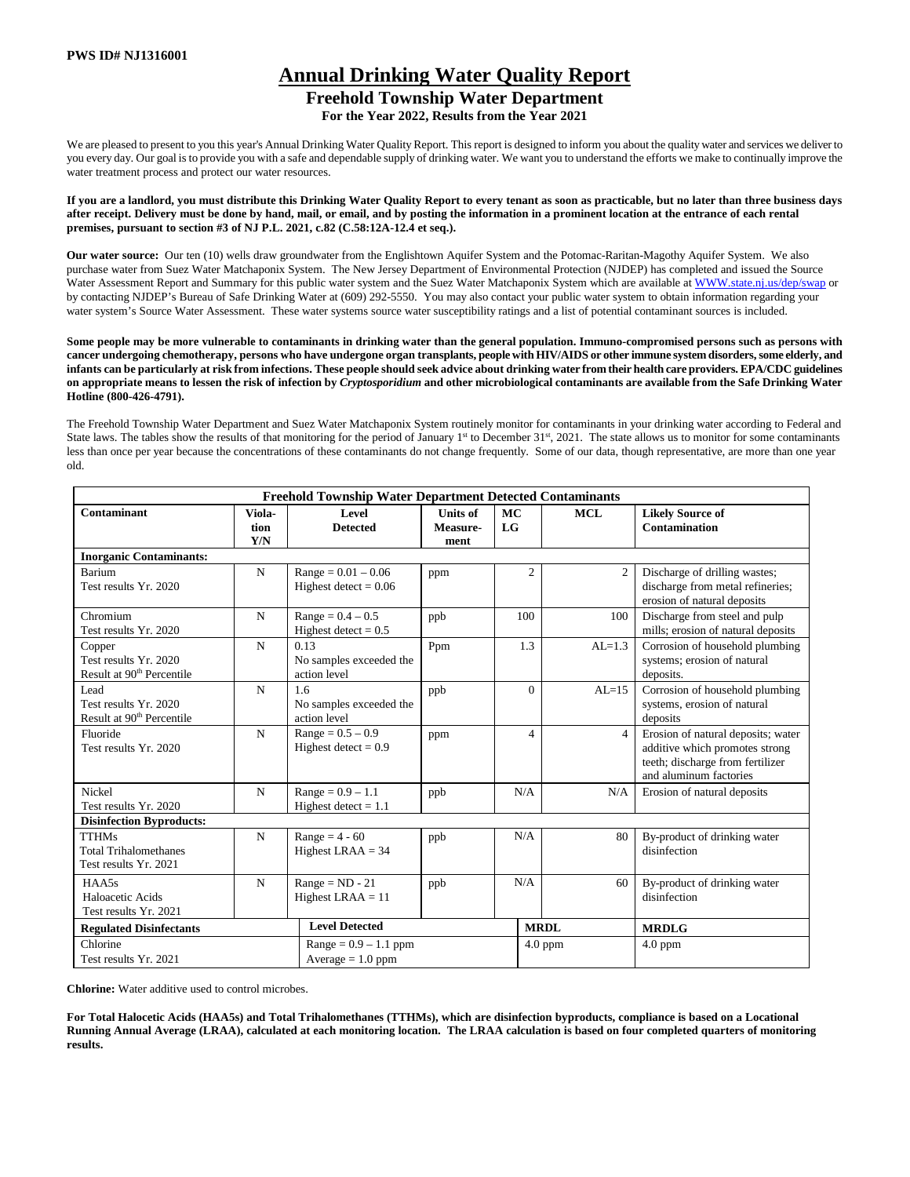**PWS ID# NJ1316001**

# Annual Drinking Water Quality Report

## Freehold Township Water Department

### For the Year 2022, Results from the Year 2021

We are pleased to present to you this year's Annual Drinking Water Quality Report. This report is designed to inform you about the quality water and services we deliver to you every day. Our goal is to provide you with a safe and dependable supply of drinking water. We want you to understand the efforts we make to continually improve the water treatment process and protect our water resources.

**If you are a landlord, you must distribute this Drinking Water Quality Report to every tenant as soon as practicable, but no later than three business days after receipt. Delivery must be done by hand, mail, or email, and by posting the information in a prominent location at the entrance of each rental premises, pursuant to section #3 of NJ P.L. 2021, c.82 (C.58:12A-12.4 et seq.).**

**Our water source:** Our ten (10) wells draw groundwater from the Englishtown Aquifer System and the Potomac-Raritan-Magothy Aquifer System. We also purchase water from Suez Water Matchaponix System. The New Jersey Department of Environmental Protection (NJDEP) has completed and issued the Source Water Assessment Report and Summary for this public water system and the Suez Water Matchaponix System which are available at WWW.state.nj.us/dep/swap or by contacting NJDEP's Bureau of Safe Drinking Water at (609) 292-5550. You may also contact your public water system to obtain information regarding your water system's Source Water Assessment. These water systems source water susceptibility ratings and a list of potential contaminant sources is included.

**Some people may be more vulnerable to contaminants in drinking water than the general population. Immuno-compromised persons such as persons with cancer undergoing chemotherapy, persons who have undergone organ transplants, people with HIV/AIDS or other immune system disorders, some elderly, and infants can be particularly at risk from infections. These people should seek advice about drinking water from their health care providers. EPA/CDC guidelines on appropriate means to lessen the risk of infection by *Cryptosporidium* and other microbiological contaminants are available from the Safe Drinking Water Hotline (800-426-4791).**

The Freehold Township Water Department and Suez Water Matchaponix System routinely monitor for contaminants in your drinking water according to Federal and State laws. The tables show the results of that monitoring for the period of January 1st to December 31st, 2021. The state allows us to monitor for some contaminants less than once per year because the concentrations of these contaminants do not change frequently. Some of our data, though representative, are more than one year old.

| Freehold Township Water Department Detected Contaminants | | | | | | |
|---|---|---|---|---|---|---|
| **Contaminant** | **Viola-tion Y/N** | **Level Detected** | **Units of Measure-ment** | **MCLG** | **MCL** | **Likely Source of Contamination** |
| **Inorganic Contaminants:** | | | | | | |
| Barium<br>Test results Yr. 2020 | N | Range = 0.01 – 0.06<br>Highest detect = 0.06 | ppm | 2 | 2 | Discharge of drilling wastes; discharge from metal refineries; erosion of natural deposits |
| Chromium<br>Test results Yr. 2020 | N | Range = 0.4 – 0.5<br>Highest detect = 0.5 | ppb | 100 | 100 | Discharge from steel and pulp mills; erosion of natural deposits |
| Copper<br>Test results Yr. 2020<br>Result at 90th Percentile | N | 0.13<br>No samples exceeded the action level | Ppm | 1.3 | AL=1.3 | Corrosion of household plumbing systems; erosion of natural deposits. |
| Lead<br>Test results Yr. 2020<br>Result at 90th Percentile | N | 1.6<br>No samples exceeded the action level | ppb | 0 | AL=15 | Corrosion of household plumbing systems, erosion of natural deposits |
| Fluoride<br>Test results Yr. 2020 | N | Range = 0.5 – 0.9<br>Highest detect = 0.9 | ppm | 4 | 4 | Erosion of natural deposits; water additive which promotes strong teeth; discharge from fertilizer and aluminum factories |
| Nickel<br>Test results Yr. 2020 | N | Range = 0.9 – 1.1<br>Highest detect = 1.1 | ppb | N/A | N/A | Erosion of natural deposits |
| **Disinfection Byproducts:** | | | | | | |
| TTHMs<br>Total Trihalomethanes<br>Test results Yr. 2021 | N | Range = 4 - 60<br>Highest LRAA = 34 | ppb | N/A | 80 | By-product of drinking water disinfection |
| HAA5s<br>Haloacetic Acids<br>Test results Yr. 2021 | N | Range = ND - 21<br>Highest LRAA = 11 | ppb | N/A | 60 | By-product of drinking water disinfection |
| **Regulated Disinfectants** | | **Level Detected** | | | **MRDL** | **MRDLG** |
| Chlorine<br>Test results Yr. 2021 | | Range = 0.9 – 1.1 ppm<br>Average = 1.0 ppm | | | 4.0 ppm | 4.0 ppm |

**Chlorine:** Water additive used to control microbes.

**For Total Halocetic Acids (HAA5s) and Total Trihalomethanes (TTHMs), which are disinfection byproducts, compliance is based on a Locational Running Annual Average (LRAA), calculated at each monitoring location. The LRAA calculation is based on four completed quarters of monitoring results.**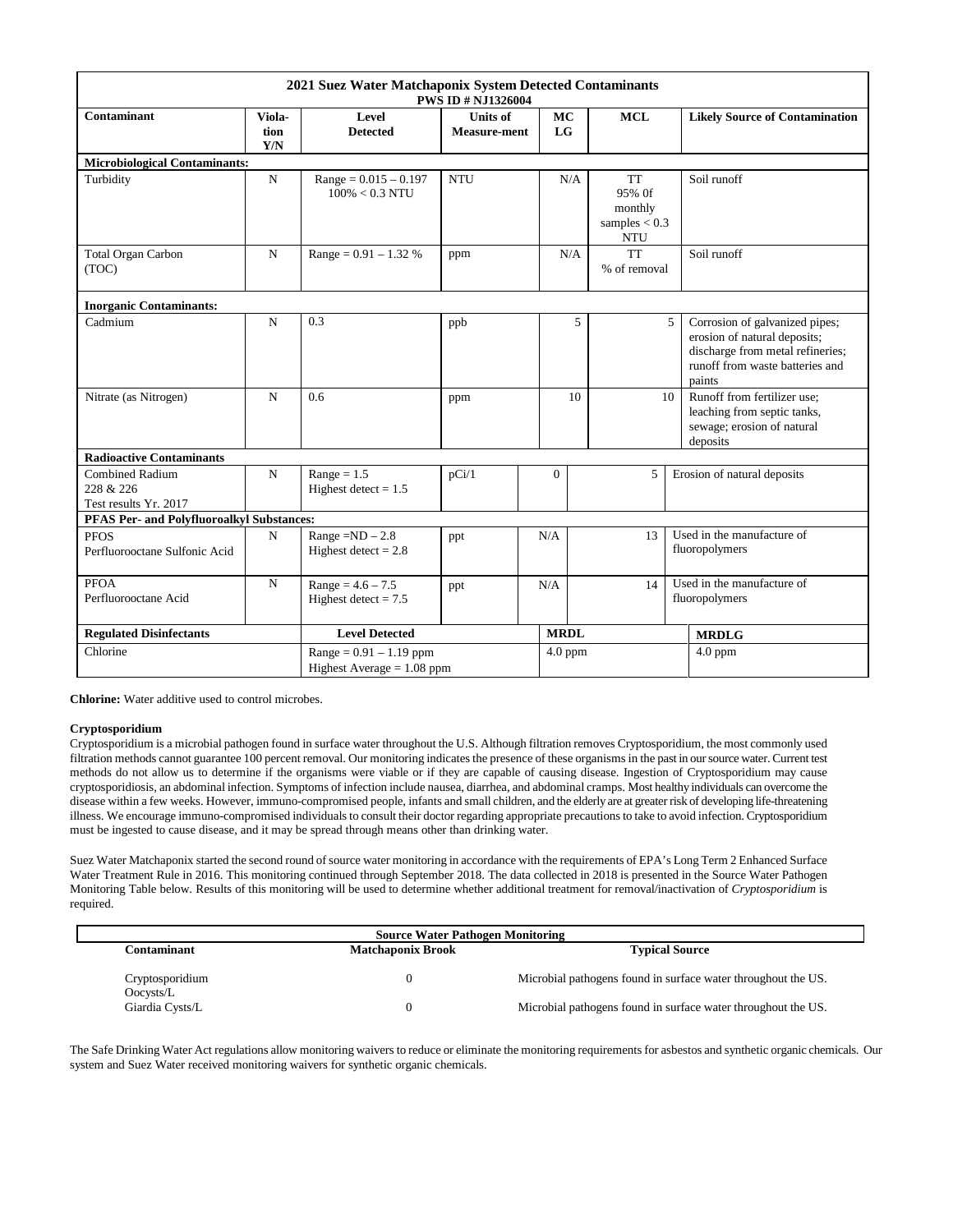**2021 Suez Water Matchaponix System Detected Contaminants**
**PWS ID # NJ1326004**

| Contaminant | Violation Y/N | Level Detected | Units of Measure-ment | MCLG | MCL | Likely Source of Contamination |
|---|---|---|---|---|---|---|
| **Microbiological Contaminants:** | | | | | | |
| Turbidity | N | Range = 0.015 – 0.197<br>100% < 0.3 NTU | NTU | N/A | TT<br>95% 0f monthly samples < 0.3 NTU | Soil runoff |
| Total Organ Carbon (TOC) | N | Range = 0.91 – 1.32 % | ppm | N/A | TT<br>% of removal | Soil runoff |
| **Inorganic Contaminants:** | | | | | | |
| Cadmium | N | 0.3 | ppb | 5 | 5 | Corrosion of galvanized pipes; erosion of natural deposits; discharge from metal refineries; runoff from waste batteries and paints |
| Nitrate (as Nitrogen) | N | 0.6 | ppm | 10 | 10 | Runoff from fertilizer use; leaching from septic tanks, sewage; erosion of natural deposits |
| **Radioactive Contaminants** | | | | | | |
| Combined Radium 228 & 226<br>Test results Yr. 2017 | N | Range = 1.5<br>Highest detect = 1.5 | pCi/1 | 0 | 5 | Erosion of natural deposits |
| **PFAS Per- and Polyfluoroalkyl Substances:** | | | | | | |
| PFOS<br>Perfluorooctane Sulfonic Acid | N | Range =ND – 2.8<br>Highest detect = 2.8 | ppt | N/A | 13 | Used in the manufacture of fluoropolymers |
| PFOA<br>Perfluorooctane Acid | N | Range = 4.6 – 7.5<br>Highest detect = 7.5 | ppt | N/A | 14 | Used in the manufacture of fluoropolymers |
| **Regulated Disinfectants** | | **Level Detected** | | **MRDL** | | **MRDLG** |
| Chlorine | | Range = 0.91 – 1.19 ppm<br>Highest Average = 1.08 ppm | | 4.0 ppm | | 4.0 ppm |

**Chlorine:** Water additive used to control microbes.

**Cryptosporidium**

Cryptosporidium is a microbial pathogen found in surface water throughout the U.S. Although filtration removes Cryptosporidium, the most commonly used filtration methods cannot guarantee 100 percent removal. Our monitoring indicates the presence of these organisms in the past in our source water. Current test methods do not allow us to determine if the organisms were viable or if they are capable of causing disease. Ingestion of Cryptosporidium may cause cryptosporidiosis, an abdominal infection. Symptoms of infection include nausea, diarrhea, and abdominal cramps. Most healthy individuals can overcome the disease within a few weeks. However, immuno-compromised people, infants and small children, and the elderly are at greater risk of developing life-threatening illness. We encourage immuno-compromised individuals to consult their doctor regarding appropriate precautions to take to avoid infection. Cryptosporidium must be ingested to cause disease, and it may be spread through means other than drinking water.

Suez Water Matchaponix started the second round of source water monitoring in accordance with the requirements of EPA's Long Term 2 Enhanced Surface Water Treatment Rule in 2016. This monitoring continued through September 2018. The data collected in 2018 is presented in the Source Water Pathogen Monitoring Table below. Results of this monitoring will be used to determine whether additional treatment for removal/inactivation of *Cryptosporidium* is required.

**Source Water Pathogen Monitoring**

| Contaminant | Matchaponix Brook | Typical Source |
|---|---|---|
| Cryptosporidium Oocysts/L | 0 | Microbial pathogens found in surface water throughout the US. |
| Giardia Cysts/L | 0 | Microbial pathogens found in surface water throughout the US. |

The Safe Drinking Water Act regulations allow monitoring waivers to reduce or eliminate the monitoring requirements for asbestos and synthetic organic chemicals. Our system and Suez Water received monitoring waivers for synthetic organic chemicals.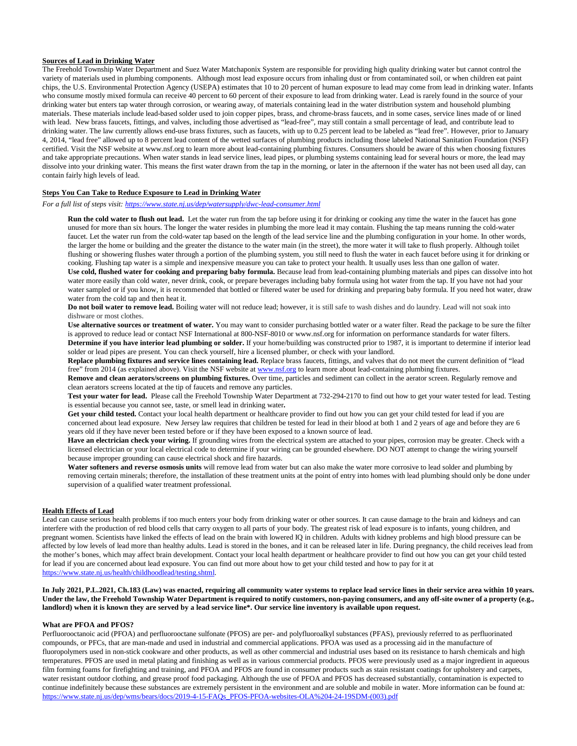## Sources of Lead in Drinking Water

The Freehold Township Water Department and Suez Water Matchaponix System are responsible for providing high quality drinking water but cannot control the variety of materials used in plumbing components. Although most lead exposure occurs from inhaling dust or from contaminated soil, or when children eat paint chips, the U.S. Environmental Protection Agency (USEPA) estimates that 10 to 20 percent of human exposure to lead may come from lead in drinking water. Infants who consume mostly mixed formula can receive 40 percent to 60 percent of their exposure to lead from drinking water. Lead is rarely found in the source of your drinking water but enters tap water through corrosion, or wearing away, of materials containing lead in the water distribution system and household plumbing materials. These materials include lead-based solder used to join copper pipes, brass, and chrome-brass faucets, and in some cases, service lines made of or lined with lead. New brass faucets, fittings, and valves, including those advertised as "lead-free", may still contain a small percentage of lead, and contribute lead to drinking water. The law currently allows end-use brass fixtures, such as faucets, with up to 0.25 percent lead to be labeled as "lead free". However, prior to January 4, 2014, "lead free" allowed up to 8 percent lead content of the wetted surfaces of plumbing products including those labeled National Sanitation Foundation (NSF) certified. Visit the NSF website at www.nsf.org to learn more about lead-containing plumbing fixtures. Consumers should be aware of this when choosing fixtures and take appropriate precautions. When water stands in lead service lines, lead pipes, or plumbing systems containing lead for several hours or more, the lead may dissolve into your drinking water. This means the first water drawn from the tap in the morning, or later in the afternoon if the water has not been used all day, can contain fairly high levels of lead.

## Steps You Can Take to Reduce Exposure to Lead in Drinking Water

*For a full list of steps visit: https://www.state.nj.us/dep/watersupply/dwc-lead-consumer.html*

**Run the cold water to flush out lead.** Let the water run from the tap before using it for drinking or cooking any time the water in the faucet has gone unused for more than six hours. The longer the water resides in plumbing the more lead it may contain. Flushing the tap means running the cold-water faucet. Let the water run from the cold-water tap based on the length of the lead service line and the plumbing configuration in your home. In other words, the larger the home or building and the greater the distance to the water main (in the street), the more water it will take to flush properly. Although toilet flushing or showering flushes water through a portion of the plumbing system, you still need to flush the water in each faucet before using it for drinking or cooking. Flushing tap water is a simple and inexpensive measure you can take to protect your health. It usually uses less than one gallon of water.

**Use cold, flushed water for cooking and preparing baby formula.** Because lead from lead-containing plumbing materials and pipes can dissolve into hot water more easily than cold water, never drink, cook, or prepare beverages including baby formula using hot water from the tap. If you have not had your water sampled or if you know, it is recommended that bottled or filtered water be used for drinking and preparing baby formula. If you need hot water, draw water from the cold tap and then heat it.

**Do not boil water to remove lead.** Boiling water will not reduce lead; however, it is still safe to wash dishes and do laundry. Lead will not soak into dishware or most clothes.

**Use alternative sources or treatment of water.** You may want to consider purchasing bottled water or a water filter. Read the package to be sure the filter is approved to reduce lead or contact NSF International at 800-NSF-8010 or www.nsf.org for information on performance standards for water filters.

**Determine if you have interior lead plumbing or solder.** If your home/building was constructed prior to 1987, it is important to determine if interior lead solder or lead pipes are present. You can check yourself, hire a licensed plumber, or check with your landlord.

**Replace plumbing fixtures and service lines containing lead.** Replace brass faucets, fittings, and valves that do not meet the current definition of "lead free" from 2014 (as explained above). Visit the NSF website at www.nsf.org to learn more about lead-containing plumbing fixtures.

**Remove and clean aerators/screens on plumbing fixtures.** Over time, particles and sediment can collect in the aerator screen. Regularly remove and clean aerators screens located at the tip of faucets and remove any particles.

**Test your water for lead.** Please call the Freehold Township Water Department at 732-294-2170 to find out how to get your water tested for lead. Testing is essential because you cannot see, taste, or smell lead in drinking water**.**

**Get your child tested.** Contact your local health department or healthcare provider to find out how you can get your child tested for lead if you are concerned about lead exposure. New Jersey law requires that children be tested for lead in their blood at both 1 and 2 years of age and before they are 6 years old if they have never been tested before or if they have been exposed to a known source of lead.

**Have an electrician check your wiring.** If grounding wires from the electrical system are attached to your pipes, corrosion may be greater. Check with a licensed electrician or your local electrical code to determine if your wiring can be grounded elsewhere. DO NOT attempt to change the wiring yourself because improper grounding can cause electrical shock and fire hazards.

**Water softeners and reverse osmosis units** will remove lead from water but can also make the water more corrosive to lead solder and plumbing by removing certain minerals; therefore, the installation of these treatment units at the point of entry into homes with lead plumbing should only be done under supervision of a qualified water treatment professional.

## Health Effects of Lead

Lead can cause serious health problems if too much enters your body from drinking water or other sources. It can cause damage to the brain and kidneys and can interfere with the production of red blood cells that carry oxygen to all parts of your body. The greatest risk of lead exposure is to infants, young children, and pregnant women. Scientists have linked the effects of lead on the brain with lowered IQ in children. Adults with kidney problems and high blood pressure can be affected by low levels of lead more than healthy adults. Lead is stored in the bones, and it can be released later in life. During pregnancy, the child receives lead from the mother's bones, which may affect brain development. Contact your local health department or healthcare provider to find out how you can get your child tested for lead if you are concerned about lead exposure. You can find out more about how to get your child tested and how to pay for it at https://www.state.nj.us/health/childhoodlead/testing.shtml.

**In July 2021, P.L.2021, Ch.183 (Law) was enacted, requiring all community water systems to replace lead service lines in their service area within 10 years. Under the law, the Freehold Township Water Department is required to notify customers, non-paying consumers, and any off-site owner of a property (e.g., landlord) when it is known they are served by a lead service line*. Our service line inventory is available upon request.**

### What are PFOA and PFOS?

Perfluorooctanoic acid (PFOA) and perfluorooctane sulfonate (PFOS) are per- and polyfluoroalkyl substances (PFAS), previously referred to as perfluorinated compounds, or PFCs, that are man-made and used in industrial and commercial applications. PFOA was used as a processing aid in the manufacture of fluoropolymers used in non-stick cookware and other products, as well as other commercial and industrial uses based on its resistance to harsh chemicals and high temperatures. PFOS are used in metal plating and finishing as well as in various commercial products. PFOS were previously used as a major ingredient in aqueous film forming foams for firefighting and training, and PFOA and PFOS are found in consumer products such as stain resistant coatings for upholstery and carpets, water resistant outdoor clothing, and grease proof food packaging. Although the use of PFOA and PFOS has decreased substantially, contamination is expected to continue indefinitely because these substances are extremely persistent in the environment and are soluble and mobile in water. More information can be found at: https://www.state.nj.us/dep/wms/bears/docs/2019-4-15-FAQs_PFOS-PFOA-websites-OLA%204-24-19SDM-(003).pdf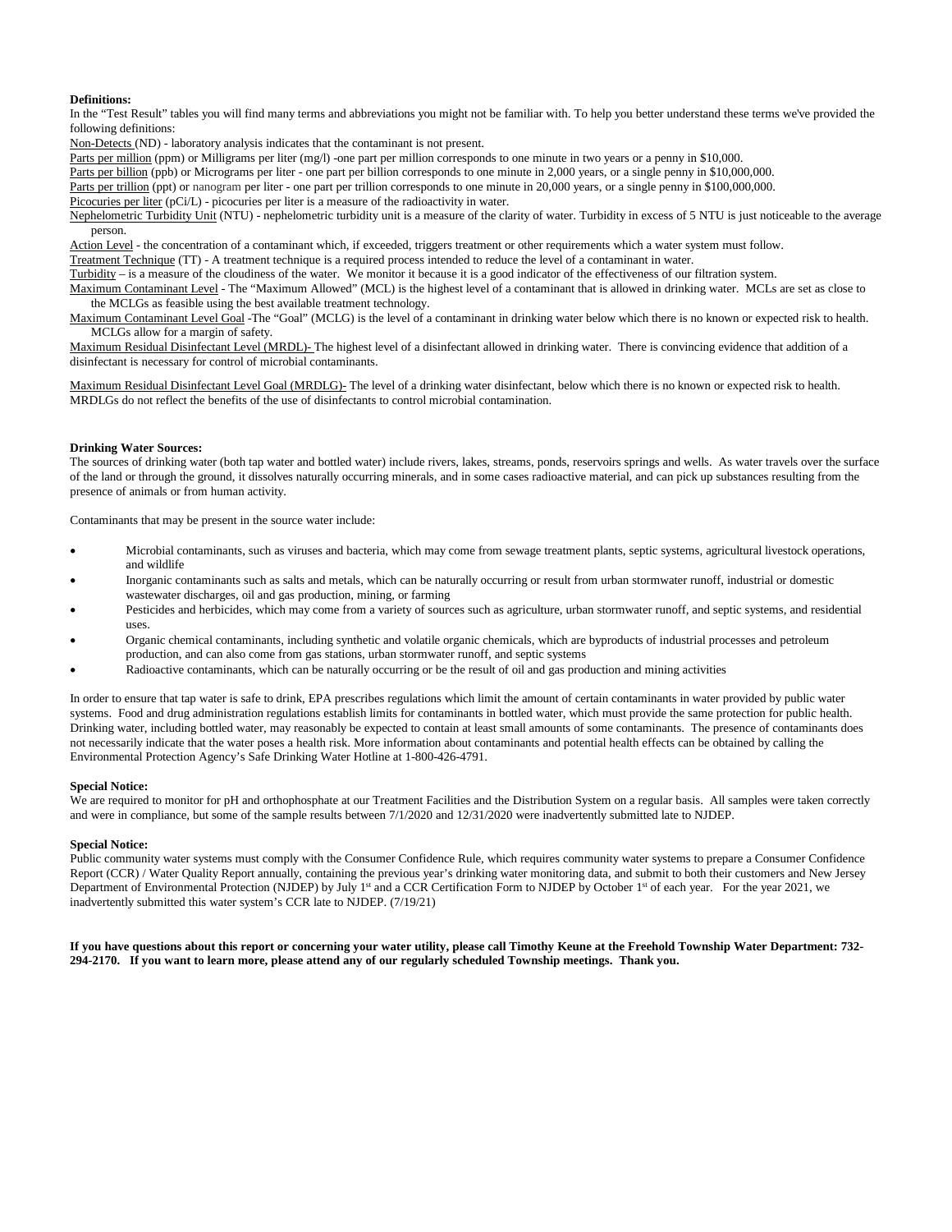**Definitions:**

In the "Test Result" tables you will find many terms and abbreviations you might not be familiar with. To help you better understand these terms we've provided the following definitions:

Non-Detects (ND) - laboratory analysis indicates that the contaminant is not present.

Parts per million (ppm) or Milligrams per liter (mg/l) -one part per million corresponds to one minute in two years or a penny in $10,000.

Parts per billion (ppb) or Micrograms per liter - one part per billion corresponds to one minute in 2,000 years, or a single penny in $10,000,000.

Parts per trillion (ppt) or nanogram per liter - one part per trillion corresponds to one minute in 20,000 years, or a single penny in $100,000,000.

Picocuries per liter (pCi/L) - picocuries per liter is a measure of the radioactivity in water.

Nephelometric Turbidity Unit (NTU) - nephelometric turbidity unit is a measure of the clarity of water. Turbidity in excess of 5 NTU is just noticeable to the average person.

Action Level - the concentration of a contaminant which, if exceeded, triggers treatment or other requirements which a water system must follow.

Treatment Technique (TT) - A treatment technique is a required process intended to reduce the level of a contaminant in water.

Turbidity – is a measure of the cloudiness of the water. We monitor it because it is a good indicator of the effectiveness of our filtration system.

Maximum Contaminant Level - The "Maximum Allowed" (MCL) is the highest level of a contaminant that is allowed in drinking water. MCLs are set as close to the MCLGs as feasible using the best available treatment technology.

Maximum Contaminant Level Goal -The "Goal" (MCLG) is the level of a contaminant in drinking water below which there is no known or expected risk to health. MCLGs allow for a margin of safety.

Maximum Residual Disinfectant Level (MRDL)- The highest level of a disinfectant allowed in drinking water. There is convincing evidence that addition of a disinfectant is necessary for control of microbial contaminants.

Maximum Residual Disinfectant Level Goal (MRDLG)- The level of a drinking water disinfectant, below which there is no known or expected risk to health. MRDLGs do not reflect the benefits of the use of disinfectants to control microbial contamination.

**Drinking Water Sources:**

The sources of drinking water (both tap water and bottled water) include rivers, lakes, streams, ponds, reservoirs springs and wells. As water travels over the surface of the land or through the ground, it dissolves naturally occurring minerals, and in some cases radioactive material, and can pick up substances resulting from the presence of animals or from human activity.

Contaminants that may be present in the source water include:

- Microbial contaminants, such as viruses and bacteria, which may come from sewage treatment plants, septic systems, agricultural livestock operations, and wildlife
- Inorganic contaminants such as salts and metals, which can be naturally occurring or result from urban stormwater runoff, industrial or domestic wastewater discharges, oil and gas production, mining, or farming
- Pesticides and herbicides, which may come from a variety of sources such as agriculture, urban stormwater runoff, and septic systems, and residential uses.
- Organic chemical contaminants, including synthetic and volatile organic chemicals, which are byproducts of industrial processes and petroleum production, and can also come from gas stations, urban stormwater runoff, and septic systems
- Radioactive contaminants, which can be naturally occurring or be the result of oil and gas production and mining activities

In order to ensure that tap water is safe to drink, EPA prescribes regulations which limit the amount of certain contaminants in water provided by public water systems. Food and drug administration regulations establish limits for contaminants in bottled water, which must provide the same protection for public health. Drinking water, including bottled water, may reasonably be expected to contain at least small amounts of some contaminants. The presence of contaminants does not necessarily indicate that the water poses a health risk. More information about contaminants and potential health effects can be obtained by calling the Environmental Protection Agency's Safe Drinking Water Hotline at 1-800-426-4791.

**Special Notice:**

We are required to monitor for pH and orthophosphate at our Treatment Facilities and the Distribution System on a regular basis. All samples were taken correctly and were in compliance, but some of the sample results between 7/1/2020 and 12/31/2020 were inadvertently submitted late to NJDEP.

**Special Notice:**

Public community water systems must comply with the Consumer Confidence Rule, which requires community water systems to prepare a Consumer Confidence Report (CCR) / Water Quality Report annually, containing the previous year's drinking water monitoring data, and submit to both their customers and New Jersey Department of Environmental Protection (NJDEP) by July 1st and a CCR Certification Form to NJDEP by October 1st of each year. For the year 2021, we inadvertently submitted this water system's CCR late to NJDEP. (7/19/21)

**If you have questions about this report or concerning your water utility, please call Timothy Keune at the Freehold Township Water Department: 732-294-2170. If you want to learn more, please attend any of our regularly scheduled Township meetings. Thank you.**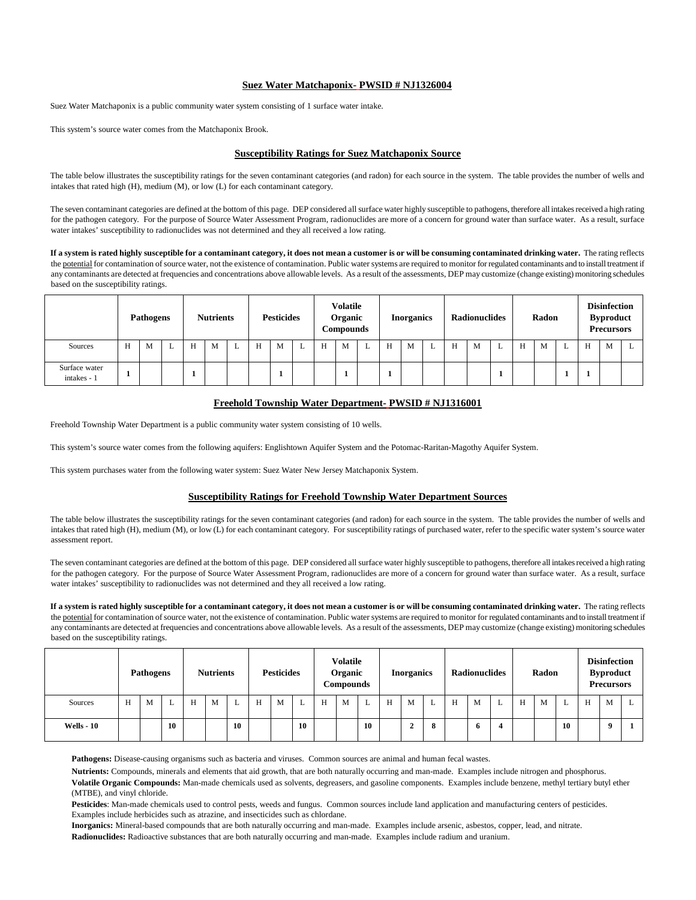## Suez Water Matchaponix- PWSID # NJ1326004

Suez Water Matchaponix is a public community water system consisting of 1 surface water intake.

This system's source water comes from the Matchaponix Brook.

### Susceptibility Ratings for Suez Matchaponix Source

The table below illustrates the susceptibility ratings for the seven contaminant categories (and radon) for each source in the system. The table provides the number of wells and intakes that rated high (H), medium (M), or low (L) for each contaminant category.

The seven contaminant categories are defined at the bottom of this page. DEP considered all surface water highly susceptible to pathogens, therefore all intakes received a high rating for the pathogen category. For the purpose of Source Water Assessment Program, radionuclides are more of a concern for ground water than surface water. As a result, surface water intakes' susceptibility to radionuclides was not determined and they all received a low rating.

**If a system is rated highly susceptible for a contaminant category, it does not mean a customer is or will be consuming contaminated drinking water.** The rating reflects the potential for contamination of source water, not the existence of contamination. Public water systems are required to monitor for regulated contaminants and to install treatment if any contaminants are detected at frequencies and concentrations above allowable levels. As a result of the assessments, DEP may customize (change existing) monitoring schedules based on the susceptibility ratings.

| | Pathogens | | | Nutrients | | | Pesticides | | | Volatile Organic Compounds | | | Inorganics | | | Radionuclides | | | Radon | | | Disinfection Byproduct Precursors | | |
|---|---|---|---|---|---|---|---|---|---|---|---|---|---|---|---|---|---|---|---|---|---|---|---|---|
| Sources | H | M | L | H | M | L | H | M | L | H | M | L | H | M | L | H | M | L | H | M | L | H | M | L |
| Surface water intakes - 1 | **1** | | | **1** | | | | **1** | | | **1** | | **1** | | | | | **1** | | | **1** | **1** | | |

## Freehold Township Water Department- PWSID # NJ1316001

Freehold Township Water Department is a public community water system consisting of 10 wells.

This system's source water comes from the following aquifers: Englishtown Aquifer System and the Potomac-Raritan-Magothy Aquifer System.

This system purchases water from the following water system: Suez Water New Jersey Matchaponix System.

### Susceptibility Ratings for Freehold Township Water Department Sources

The table below illustrates the susceptibility ratings for the seven contaminant categories (and radon) for each source in the system. The table provides the number of wells and intakes that rated high (H), medium (M), or low (L) for each contaminant category. For susceptibility ratings of purchased water, refer to the specific water system's source water assessment report.

The seven contaminant categories are defined at the bottom of this page. DEP considered all surface water highly susceptible to pathogens, therefore all intakes received a high rating for the pathogen category. For the purpose of Source Water Assessment Program, radionuclides are more of a concern for ground water than surface water. As a result, surface water intakes' susceptibility to radionuclides was not determined and they all received a low rating.

**If a system is rated highly susceptible for a contaminant category, it does not mean a customer is or will be consuming contaminated drinking water.** The rating reflects the potential for contamination of source water, not the existence of contamination. Public water systems are required to monitor for regulated contaminants and to install treatment if any contaminants are detected at frequencies and concentrations above allowable levels. As a result of the assessments, DEP may customize (change existing) monitoring schedules based on the susceptibility ratings.

| | Pathogens | | | Nutrients | | | Pesticides | | | Volatile Organic Compounds | | | Inorganics | | | Radionuclides | | | Radon | | | Disinfection Byproduct Precursors | | |
|---|---|---|---|---|---|---|---|---|---|---|---|---|---|---|---|---|---|---|---|---|---|---|---|---|
| Sources | H | M | L | H | M | L | H | M | L | H | M | L | H | M | L | H | M | L | H | M | L | H | M | L |
| **Wells - 10** | | | **10** | | | **10** | | | **10** | | | **10** | | **2** | **8** | | **6** | **4** | | | **10** | | **9** | **1** |

**Pathogens:** Disease-causing organisms such as bacteria and viruses. Common sources are animal and human fecal wastes.

**Nutrients:** Compounds, minerals and elements that aid growth, that are both naturally occurring and man-made. Examples include nitrogen and phosphorus.

**Volatile Organic Compounds:** Man-made chemicals used as solvents, degreasers, and gasoline components. Examples include benzene, methyl tertiary butyl ether (MTBE), and vinyl chloride.

**Pesticides**: Man-made chemicals used to control pests, weeds and fungus. Common sources include land application and manufacturing centers of pesticides. Examples include herbicides such as atrazine, and insecticides such as chlordane.

**Inorganics:** Mineral-based compounds that are both naturally occurring and man-made. Examples include arsenic, asbestos, copper, lead, and nitrate.

**Radionuclides:** Radioactive substances that are both naturally occurring and man-made. Examples include radium and uranium.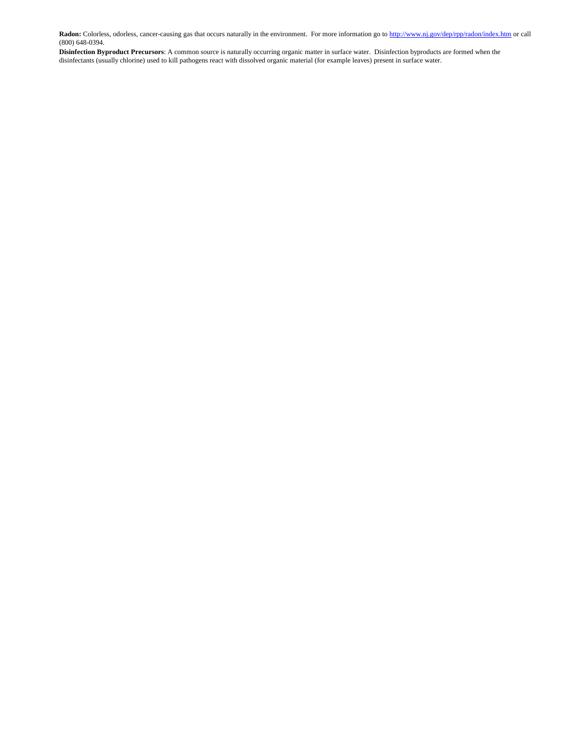**Radon:** Colorless, odorless, cancer-causing gas that occurs naturally in the environment. For more information go to http://www.nj.gov/dep/rpp/radon/index.htm or call (800) 648-0394.

**Disinfection Byproduct Precursors**: A common source is naturally occurring organic matter in surface water. Disinfection byproducts are formed when the disinfectants (usually chlorine) used to kill pathogens react with dissolved organic material (for example leaves) present in surface water.